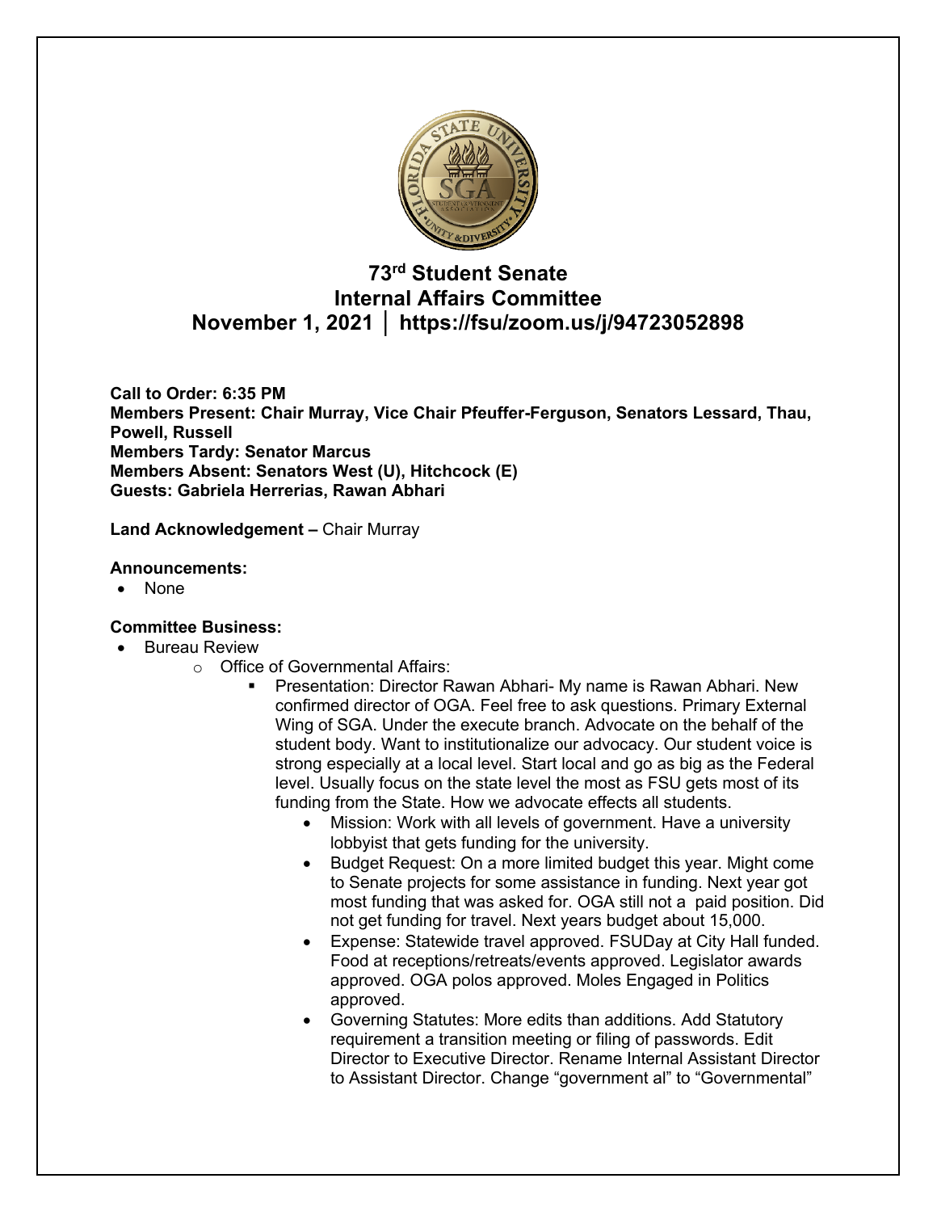# 73rd Student Senate
# Internal Affairs Committee
# November 1, 2021 │ https://fsu/zoom.us/j/94723052898

**Call to Order: 6:35 PM**
**Members Present: Chair Murray, Vice Chair Pfeuffer-Ferguson, Senators Lessard, Thau, Powell, Russell**
**Members Tardy: Senator Marcus**
**Members Absent: Senators West (U), Hitchcock (E)**
**Guests: Gabriela Herrerias, Rawan Abhari**

**Land Acknowledgement –** Chair Murray

**Announcements:**

- None

**Committee Business:**

- Bureau Review
  - Office of Governmental Affairs:
    - Presentation: Director Rawan Abhari- My name is Rawan Abhari. New confirmed director of OGA. Feel free to ask questions. Primary External Wing of SGA. Under the execute branch. Advocate on the behalf of the student body. Want to institutionalize our advocacy. Our student voice is strong especially at a local level. Start local and go as big as the Federal level. Usually focus on the state level the most as FSU gets most of its funding from the State. How we advocate effects all students.
      - Mission: Work with all levels of government. Have a university lobbyist that gets funding for the university.
      - Budget Request: On a more limited budget this year. Might come to Senate projects for some assistance in funding. Next year got most funding that was asked for. OGA still not a paid position. Did not get funding for travel. Next years budget about 15,000.
      - Expense: Statewide travel approved. FSUDay at City Hall funded. Food at receptions/retreats/events approved. Legislator awards approved. OGA polos approved. Moles Engaged in Politics approved.
      - Governing Statutes: More edits than additions. Add Statutory requirement a transition meeting or filing of passwords. Edit Director to Executive Director. Rename Internal Assistant Director to Assistant Director. Change "government al" to "Governmental"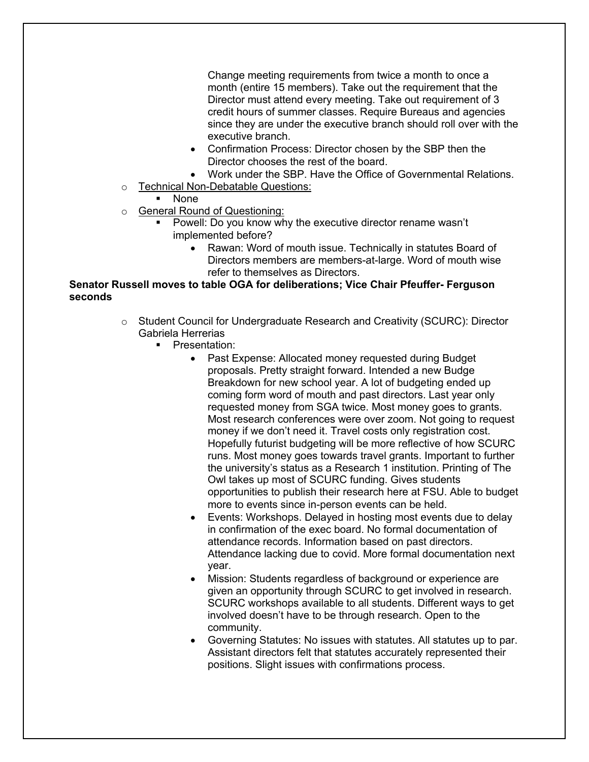- Change meeting requirements from twice a month to once a month (entire 15 members). Take out the requirement that the Director must attend every meeting. Take out requirement of 3 credit hours of summer classes. Require Bureaus and agencies since they are under the executive branch should roll over with the executive branch.
    - Confirmation Process: Director chosen by the SBP then the Director chooses the rest of the board.
    - Work under the SBP. Have the Office of Governmental Relations.
- Technical Non-Debatable Questions:
  - None
- General Round of Questioning:
  - Powell: Do you know why the executive director rename wasn't implemented before?
    - Rawan: Word of mouth issue. Technically in statutes Board of Directors members are members-at-large. Word of mouth wise refer to themselves as Directors.

**Senator Russell moves to table OGA for deliberations; Vice Chair Pfeuffer- Ferguson seconds**

- Student Council for Undergraduate Research and Creativity (SCURC): Director Gabriela Herrerias
  - Presentation:
    - Past Expense: Allocated money requested during Budget proposals. Pretty straight forward. Intended a new Budge Breakdown for new school year. A lot of budgeting ended up coming form word of mouth and past directors. Last year only requested money from SGA twice. Most money goes to grants. Most research conferences were over zoom. Not going to request money if we don't need it. Travel costs only registration cost. Hopefully futurist budgeting will be more reflective of how SCURC runs. Most money goes towards travel grants. Important to further the university's status as a Research 1 institution. Printing of The Owl takes up most of SCURC funding. Gives students opportunities to publish their research here at FSU. Able to budget more to events since in-person events can be held.
    - Events: Workshops. Delayed in hosting most events due to delay in confirmation of the exec board. No formal documentation of attendance records. Information based on past directors. Attendance lacking due to covid. More formal documentation next year.
    - Mission: Students regardless of background or experience are given an opportunity through SCURC to get involved in research. SCURC workshops available to all students. Different ways to get involved doesn't have to be through research. Open to the community.
    - Governing Statutes: No issues with statutes. All statutes up to par. Assistant directors felt that statutes accurately represented their positions. Slight issues with confirmations process.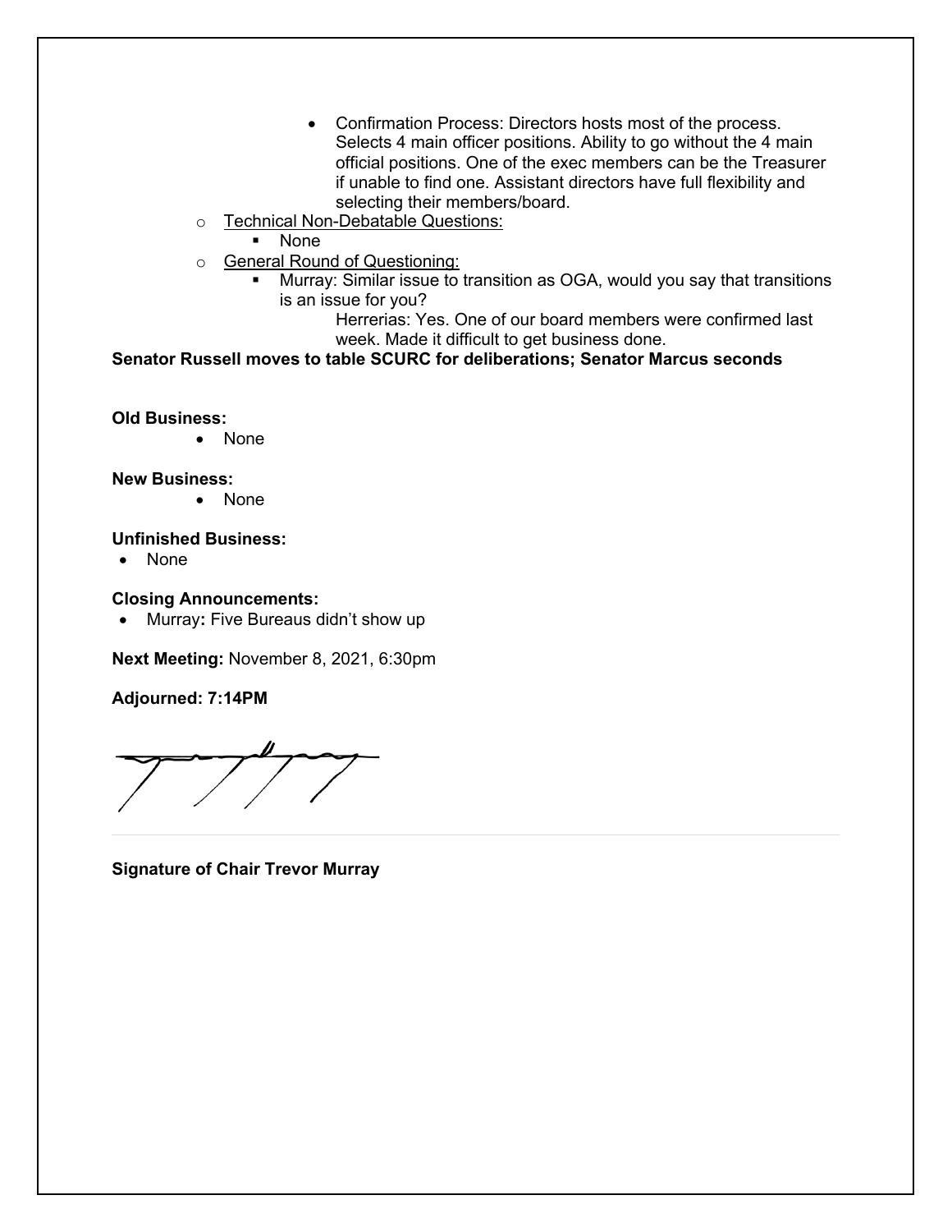- Confirmation Process: Directors hosts most of the process. Selects 4 main officer positions. Ability to go without the 4 main official positions. One of the exec members can be the Treasurer if unable to find one. Assistant directors have full flexibility and selecting their members/board.
  - Technical Non-Debatable Questions:
    - None
  - General Round of Questioning:
    - Murray: Similar issue to transition as OGA, would you say that transitions is an issue for you?

      Herrerias: Yes. One of our board members were confirmed last week. Made it difficult to get business done.

**Senator Russell moves to table SCURC for deliberations; Senator Marcus seconds**

**Old Business:**

- None

**New Business:**

- None

**Unfinished Business:**

- None

**Closing Announcements:**

- Murray**:** Five Bureaus didn't show up

**Next Meeting:** November 8, 2021, 6:30pm

**Adjourned: 7:14PM**

---

**Signature of Chair Trevor Murray**